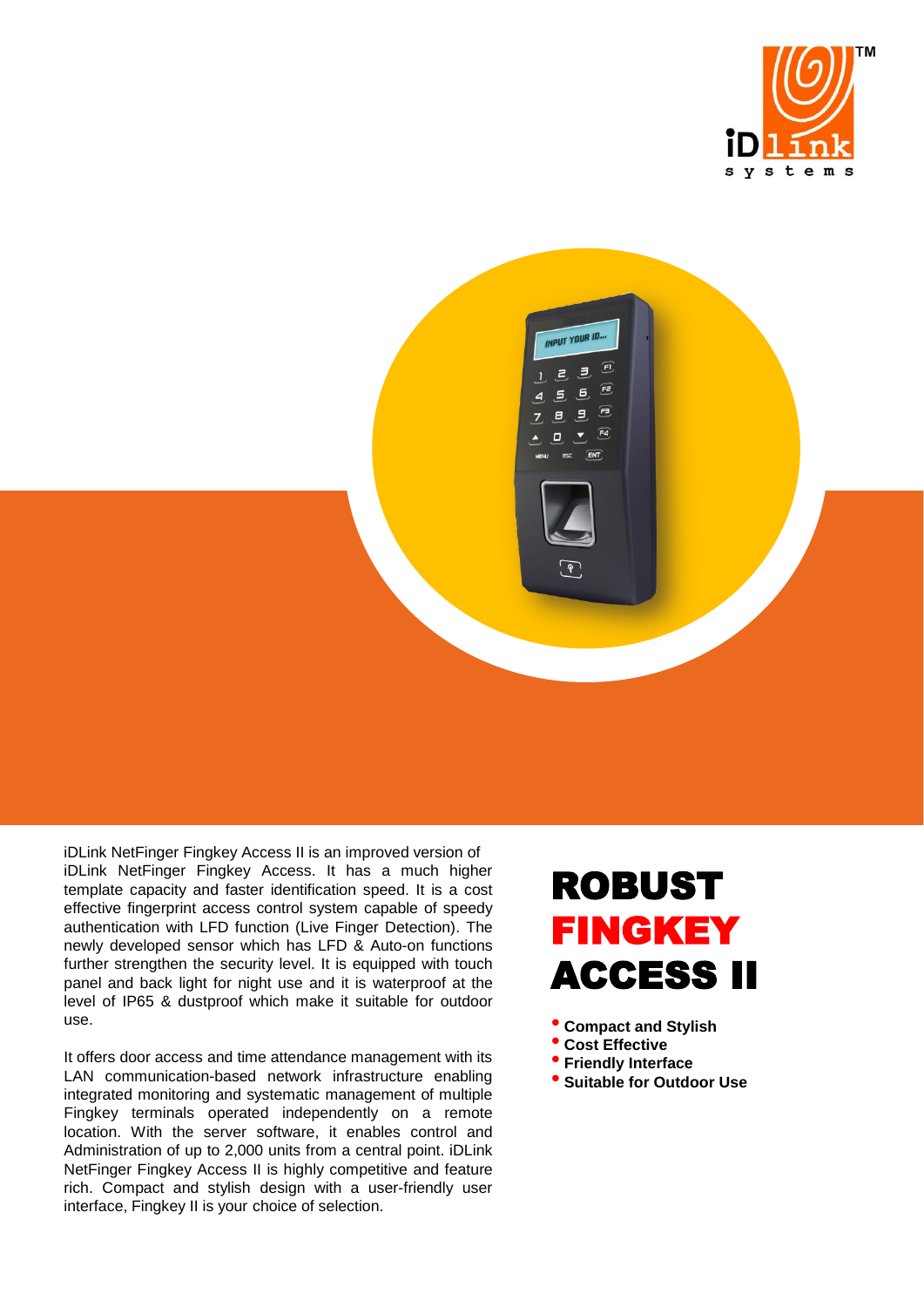# ROBUST FINGKEY ACCESS II

- **Compact and Stylish**
- **Cost Effective**
- **Friendly Interface**
- **Suitable for Outdoor Use**

iDLink NetFinger Fingkey Access II is an improved version of iDLink NetFinger Fingkey Access. It has a much higher template capacity and faster identification speed. It is a cost effective fingerprint access control system capable of speedy authentication with LFD function (Live Finger Detection). The newly developed sensor which has LFD & Auto-on functions further strengthen the security level. It is equipped with touch panel and back light for night use and it is waterproof at the level of IP65 & dustproof which make it suitable for outdoor use.

It offers door access and time attendance management with its LAN communication-based network infrastructure enabling integrated monitoring and systematic management of multiple Fingkey terminals operated independently on a remote location. With the server software, it enables control and Administration of up to 2,000 units from a central point. iDLink NetFinger Fingkey Access II is highly competitive and feature rich. Compact and stylish design with a user-friendly user interface, Fingkey II is your choice of selection.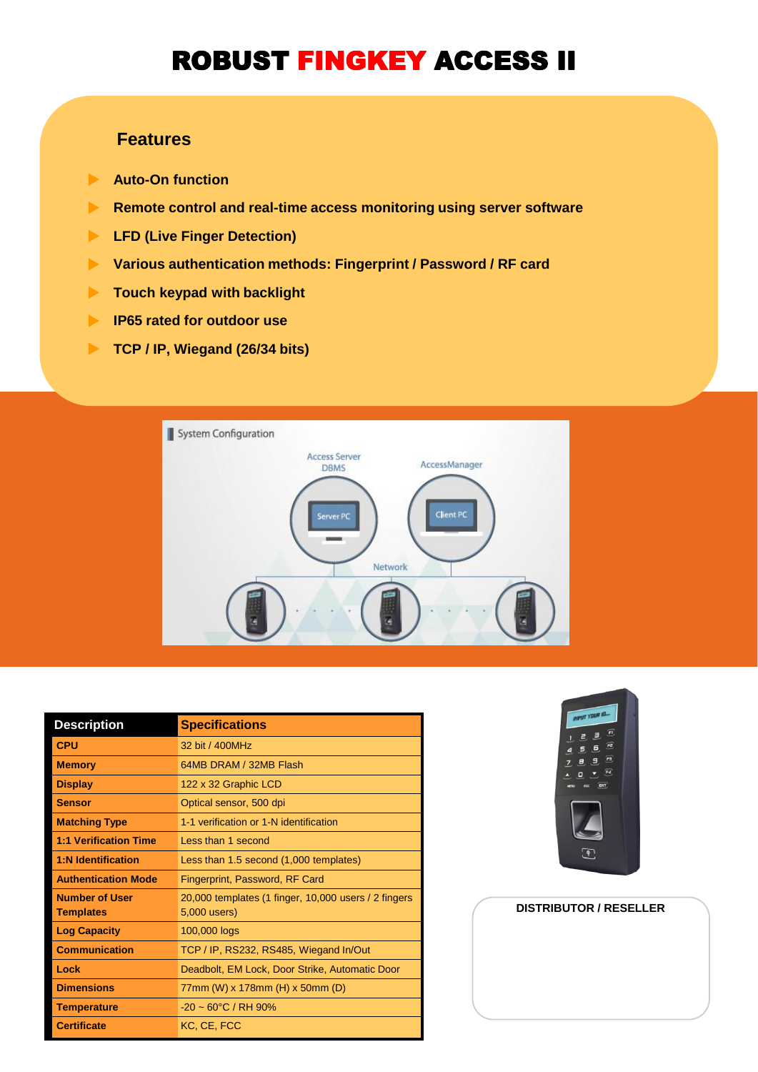# ROBUST FINGKEY ACCESS II

## Features

- Auto-On function
- Remote control and real-time access monitoring using server software
- LFD (Live Finger Detection)
- Various authentication methods: Fingerprint / Password / RF card
- Touch keypad with backlight
- IP65 rated for outdoor use
- TCP / IP, Wiegand (26/34 bits)

System Configuration

Access Server
DBMS

AccessManager

Server PC

Client PC

Network

| Description | Specifications |
|---|---|
| CPU | 32 bit / 400MHz |
| Memory | 64MB DRAM / 32MB Flash |
| Display | 122 x 32 Graphic LCD |
| Sensor | Optical sensor, 500 dpi |
| Matching Type | 1-1 verification or 1-N identification |
| 1:1 Verification Time | Less than 1 second |
| 1:N Identification | Less than 1.5 second (1,000 templates) |
| Authentication Mode | Fingerprint, Password, RF Card |
| Number of User Templates | 20,000 templates (1 finger, 10,000 users / 2 fingers 5,000 users) |
| Log Capacity | 100,000 logs |
| Communication | TCP / IP, RS232, RS485, Wiegand In/Out |
| Lock | Deadbolt, EM Lock, Door Strike, Automatic Door |
| Dimensions | 77mm (W) x 178mm (H) x 50mm (D) |
| Temperature | -20 ~ 60°C / RH 90% |
| Certificate | KC, CE, FCC |

DISTRIBUTOR / RESELLER